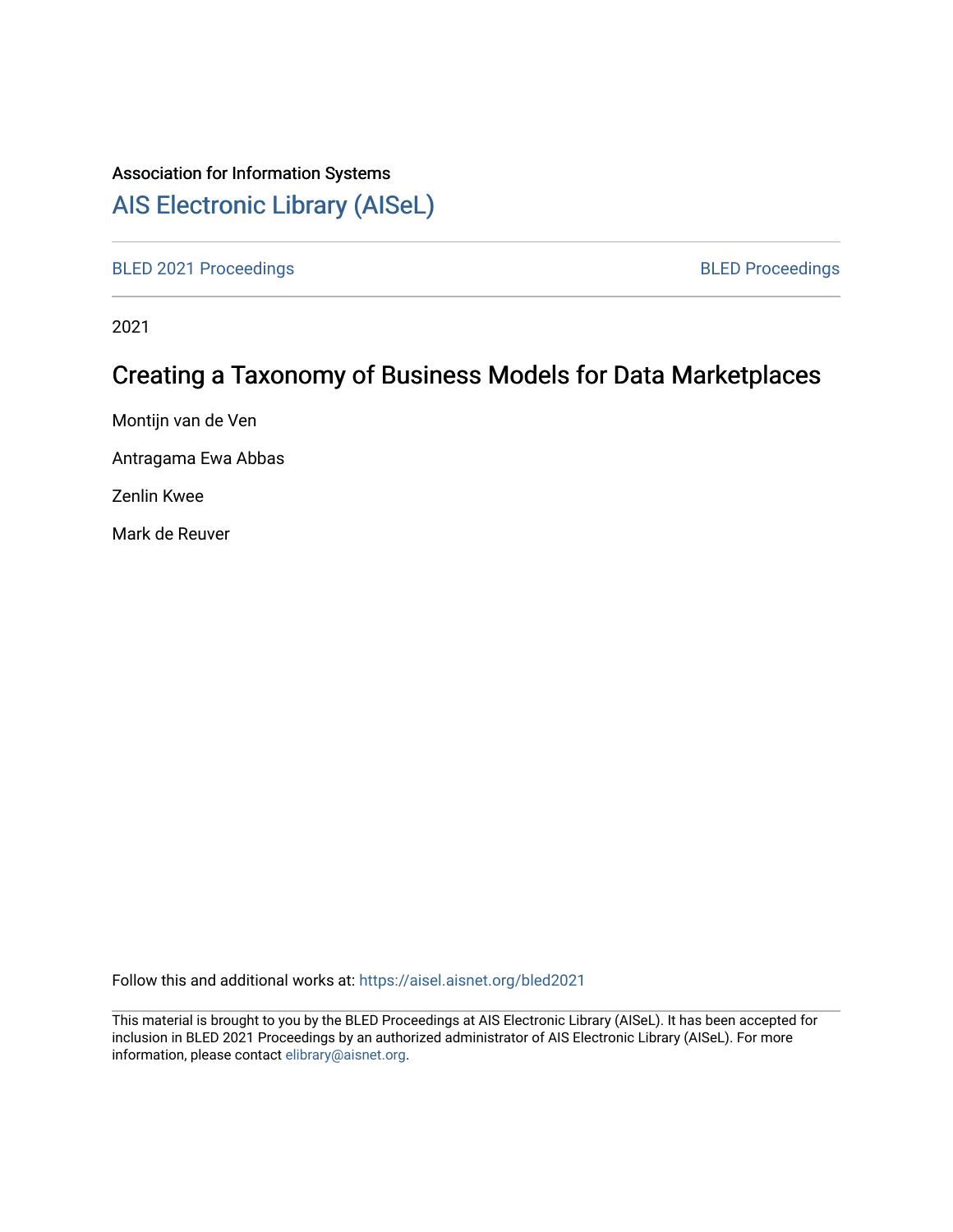Association for Information Systems

AIS Electronic Library (AISeL)

BLED 2021 Proceedings

BLED Proceedings

2021

# Creating a Taxonomy of Business Models for Data Marketplaces

Montijn van de Ven

Antragama Ewa Abbas

Zenlin Kwee

Mark de Reuver

Follow this and additional works at: https://aisel.aisnet.org/bled2021

This material is brought to you by the BLED Proceedings at AIS Electronic Library (AISeL). It has been accepted for inclusion in BLED 2021 Proceedings by an authorized administrator of AIS Electronic Library (AISeL). For more information, please contact elibrary@aisnet.org.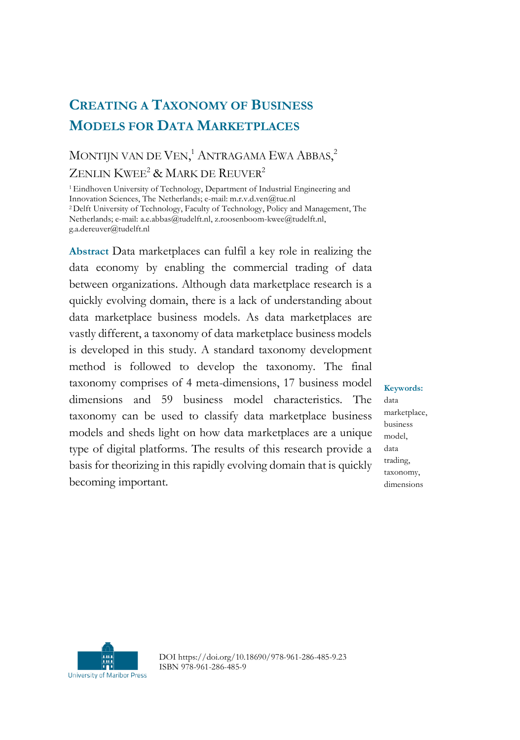# Creating a Taxonomy of Business Models for Data Marketplaces

Montijn van de Ven,[1] Antragama Ewa Abbas,[2] Zenlin Kwee[2] & Mark de Reuver[2]

[1] Eindhoven University of Technology, Department of Industrial Engineering and Innovation Sciences, The Netherlands; e-mail: m.r.v.d.ven@tue.nl
[2] Delft University of Technology, Faculty of Technology, Policy and Management, The Netherlands; e-mail: a.e.abbas@tudelft.nl, z.roosenboom-kwee@tudelft.nl, g.a.dereuver@tudelft.nl

**Abstract** Data marketplaces can fulfil a key role in realizing the data economy by enabling the commercial trading of data between organizations. Although data marketplace research is a quickly evolving domain, there is a lack of understanding about data marketplace business models. As data marketplaces are vastly different, a taxonomy of data marketplace business models is developed in this study. A standard taxonomy development method is followed to develop the taxonomy. The final taxonomy comprises of 4 meta-dimensions, 17 business model dimensions and 59 business model characteristics. The taxonomy can be used to classify data marketplace business models and sheds light on how data marketplaces are a unique type of digital platforms. The results of this research provide a basis for theorizing in this rapidly evolving domain that is quickly becoming important.

**Keywords:** data marketplace, business model, data trading, taxonomy, dimensions

DOI https://doi.org/10.18690/978-961-286-485-9.23
ISBN 978-961-286-485-9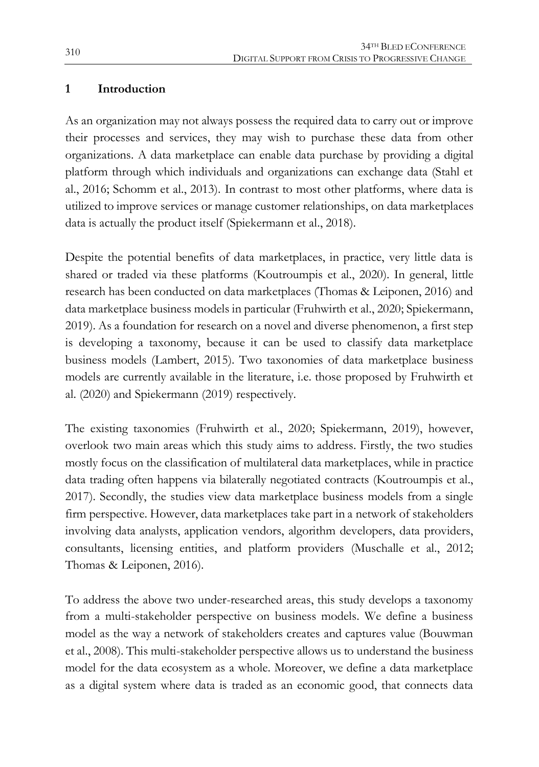# 1 Introduction

As an organization may not always possess the required data to carry out or improve their processes and services, they may wish to purchase these data from other organizations. A data marketplace can enable data purchase by providing a digital platform through which individuals and organizations can exchange data (Stahl et al., 2016; Schomm et al., 2013). In contrast to most other platforms, where data is utilized to improve services or manage customer relationships, on data marketplaces data is actually the product itself (Spiekermann et al., 2018).

Despite the potential benefits of data marketplaces, in practice, very little data is shared or traded via these platforms (Koutroumpis et al., 2020). In general, little research has been conducted on data marketplaces (Thomas & Leiponen, 2016) and data marketplace business models in particular (Fruhwirth et al., 2020; Spiekermann, 2019). As a foundation for research on a novel and diverse phenomenon, a first step is developing a taxonomy, because it can be used to classify data marketplace business models (Lambert, 2015). Two taxonomies of data marketplace business models are currently available in the literature, i.e. those proposed by Fruhwirth et al. (2020) and Spiekermann (2019) respectively.

The existing taxonomies (Fruhwirth et al., 2020; Spiekermann, 2019), however, overlook two main areas which this study aims to address. Firstly, the two studies mostly focus on the classification of multilateral data marketplaces, while in practice data trading often happens via bilaterally negotiated contracts (Koutroumpis et al., 2017). Secondly, the studies view data marketplace business models from a single firm perspective. However, data marketplaces take part in a network of stakeholders involving data analysts, application vendors, algorithm developers, data providers, consultants, licensing entities, and platform providers (Muschalle et al., 2012; Thomas & Leiponen, 2016).

To address the above two under-researched areas, this study develops a taxonomy from a multi-stakeholder perspective on business models. We define a business model as the way a network of stakeholders creates and captures value (Bouwman et al., 2008). This multi-stakeholder perspective allows us to understand the business model for the data ecosystem as a whole. Moreover, we define a data marketplace as a digital system where data is traded as an economic good, that connects data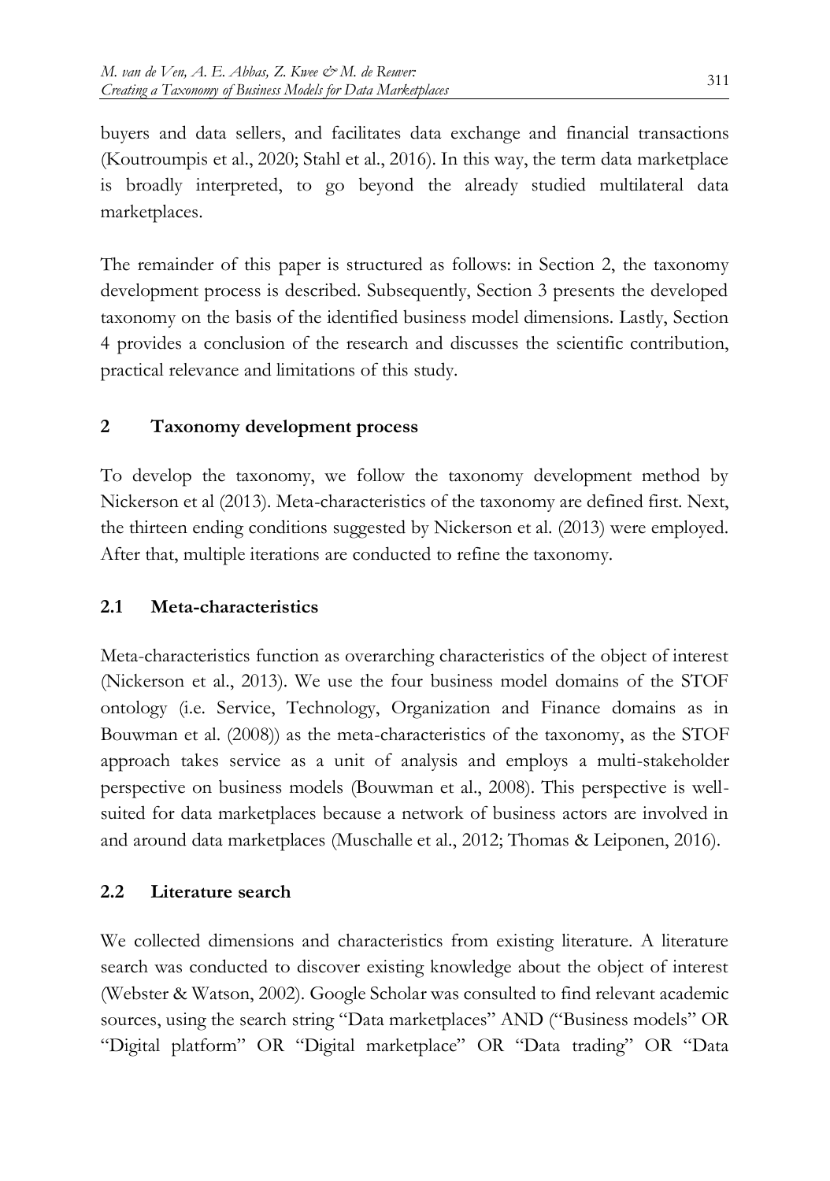buyers and data sellers, and facilitates data exchange and financial transactions (Koutroumpis et al., 2020; Stahl et al., 2016). In this way, the term data marketplace is broadly interpreted, to go beyond the already studied multilateral data marketplaces.

The remainder of this paper is structured as follows: in Section 2, the taxonomy development process is described. Subsequently, Section 3 presents the developed taxonomy on the basis of the identified business model dimensions. Lastly, Section 4 provides a conclusion of the research and discusses the scientific contribution, practical relevance and limitations of this study.

## 2 Taxonomy development process

To develop the taxonomy, we follow the taxonomy development method by Nickerson et al (2013). Meta-characteristics of the taxonomy are defined first. Next, the thirteen ending conditions suggested by Nickerson et al. (2013) were employed. After that, multiple iterations are conducted to refine the taxonomy.

### 2.1 Meta-characteristics

Meta-characteristics function as overarching characteristics of the object of interest (Nickerson et al., 2013). We use the four business model domains of the STOF ontology (i.e. Service, Technology, Organization and Finance domains as in Bouwman et al. (2008)) as the meta-characteristics of the taxonomy, as the STOF approach takes service as a unit of analysis and employs a multi-stakeholder perspective on business models (Bouwman et al., 2008). This perspective is well-suited for data marketplaces because a network of business actors are involved in and around data marketplaces (Muschalle et al., 2012; Thomas & Leiponen, 2016).

### 2.2 Literature search

We collected dimensions and characteristics from existing literature. A literature search was conducted to discover existing knowledge about the object of interest (Webster & Watson, 2002). Google Scholar was consulted to find relevant academic sources, using the search string "Data marketplaces" AND ("Business models" OR "Digital platform" OR "Digital marketplace" OR "Data trading" OR "Data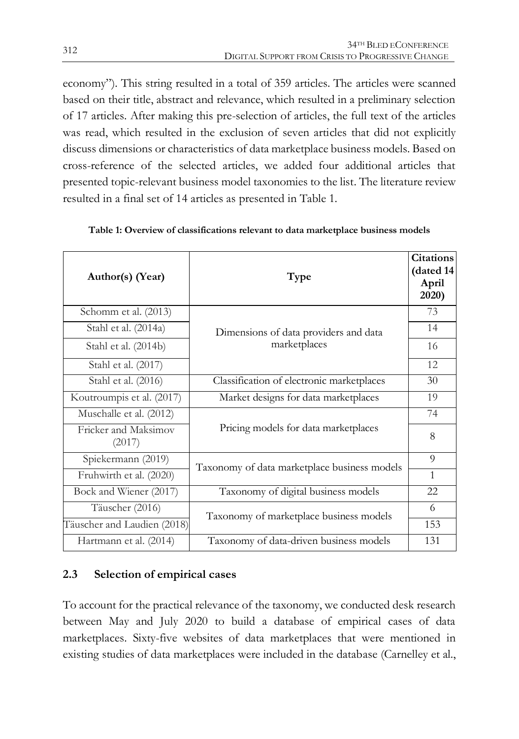economy"). This string resulted in a total of 359 articles. The articles were scanned based on their title, abstract and relevance, which resulted in a preliminary selection of 17 articles. After making this pre-selection of articles, the full text of the articles was read, which resulted in the exclusion of seven articles that did not explicitly discuss dimensions or characteristics of data marketplace business models. Based on cross-reference of the selected articles, we added four additional articles that presented topic-relevant business model taxonomies to the list. The literature review resulted in a final set of 14 articles as presented in Table 1.

**Table 1: Overview of classifications relevant to data marketplace business models**

| Author(s) (Year) | Type | Citations (dated 14 April 2020) |
|---|---|---|
| Schomm et al. (2013) | Dimensions of data providers and data marketplaces | 73 |
| Stahl et al. (2014a) | | 14 |
| Stahl et al. (2014b) | | 16 |
| Stahl et al. (2017) | | 12 |
| Stahl et al. (2016) | Classification of electronic marketplaces | 30 |
| Koutroumpis et al. (2017) | Market designs for data marketplaces | 19 |
| Muschalle et al. (2012) | Pricing models for data marketplaces | 74 |
| Fricker and Maksimov (2017) | | 8 |
| Spiekermann (2019) | Taxonomy of data marketplace business models | 9 |
| Fruhwirth et al. (2020) | | 1 |
| Bock and Wiener (2017) | Taxonomy of digital business models | 22 |
| Täuscher (2016) | Taxonomy of marketplace business models | 6 |
| Täuscher and Laudien (2018) | | 153 |
| Hartmann et al. (2014) | Taxonomy of data-driven business models | 131 |

## 2.3 Selection of empirical cases

To account for the practical relevance of the taxonomy, we conducted desk research between May and July 2020 to build a database of empirical cases of data marketplaces. Sixty-five websites of data marketplaces that were mentioned in existing studies of data marketplaces were included in the database (Carnelley et al.,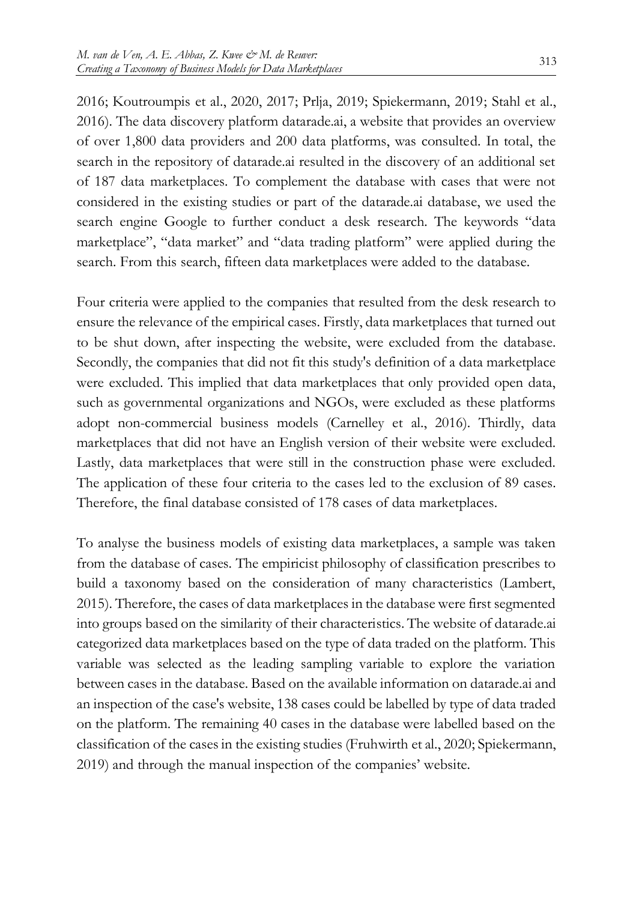2016; Koutroumpis et al., 2020, 2017; Prlja, 2019; Spiekermann, 2019; Stahl et al., 2016). The data discovery platform datarade.ai, a website that provides an overview of over 1,800 data providers and 200 data platforms, was consulted. In total, the search in the repository of datarade.ai resulted in the discovery of an additional set of 187 data marketplaces. To complement the database with cases that were not considered in the existing studies or part of the datarade.ai database, we used the search engine Google to further conduct a desk research. The keywords "data marketplace", "data market" and "data trading platform" were applied during the search. From this search, fifteen data marketplaces were added to the database.

Four criteria were applied to the companies that resulted from the desk research to ensure the relevance of the empirical cases. Firstly, data marketplaces that turned out to be shut down, after inspecting the website, were excluded from the database. Secondly, the companies that did not fit this study's definition of a data marketplace were excluded. This implied that data marketplaces that only provided open data, such as governmental organizations and NGOs, were excluded as these platforms adopt non-commercial business models (Carnelley et al., 2016). Thirdly, data marketplaces that did not have an English version of their website were excluded. Lastly, data marketplaces that were still in the construction phase were excluded. The application of these four criteria to the cases led to the exclusion of 89 cases. Therefore, the final database consisted of 178 cases of data marketplaces.

To analyse the business models of existing data marketplaces, a sample was taken from the database of cases. The empiricist philosophy of classification prescribes to build a taxonomy based on the consideration of many characteristics (Lambert, 2015). Therefore, the cases of data marketplaces in the database were first segmented into groups based on the similarity of their characteristics. The website of datarade.ai categorized data marketplaces based on the type of data traded on the platform. This variable was selected as the leading sampling variable to explore the variation between cases in the database. Based on the available information on datarade.ai and an inspection of the case's website, 138 cases could be labelled by type of data traded on the platform. The remaining 40 cases in the database were labelled based on the classification of the cases in the existing studies (Fruhwirth et al., 2020; Spiekermann, 2019) and through the manual inspection of the companies' website.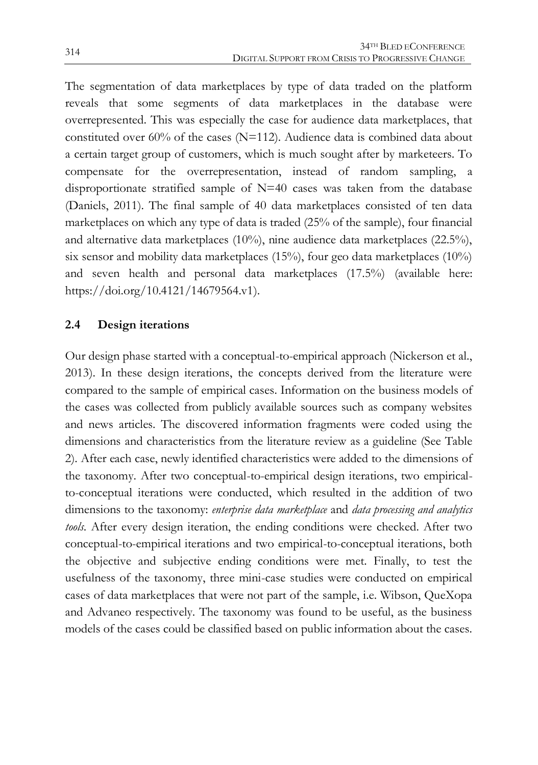The segmentation of data marketplaces by type of data traded on the platform reveals that some segments of data marketplaces in the database were overrepresented. This was especially the case for audience data marketplaces, that constituted over 60% of the cases (N=112). Audience data is combined data about a certain target group of customers, which is much sought after by marketeers. To compensate for the overrepresentation, instead of random sampling, a disproportionate stratified sample of N=40 cases was taken from the database (Daniels, 2011). The final sample of 40 data marketplaces consisted of ten data marketplaces on which any type of data is traded (25% of the sample), four financial and alternative data marketplaces (10%), nine audience data marketplaces (22.5%), six sensor and mobility data marketplaces (15%), four geo data marketplaces (10%) and seven health and personal data marketplaces (17.5%) (available here: https://doi.org/10.4121/14679564.v1).

## 2.4 Design iterations

Our design phase started with a conceptual-to-empirical approach (Nickerson et al., 2013). In these design iterations, the concepts derived from the literature were compared to the sample of empirical cases. Information on the business models of the cases was collected from publicly available sources such as company websites and news articles. The discovered information fragments were coded using the dimensions and characteristics from the literature review as a guideline (See Table 2). After each case, newly identified characteristics were added to the dimensions of the taxonomy. After two conceptual-to-empirical design iterations, two empirical-to-conceptual iterations were conducted, which resulted in the addition of two dimensions to the taxonomy: *enterprise data marketplace* and *data processing and analytics tools*. After every design iteration, the ending conditions were checked. After two conceptual-to-empirical iterations and two empirical-to-conceptual iterations, both the objective and subjective ending conditions were met. Finally, to test the usefulness of the taxonomy, three mini-case studies were conducted on empirical cases of data marketplaces that were not part of the sample, i.e. Wibson, QueXopa and Advaneo respectively. The taxonomy was found to be useful, as the business models of the cases could be classified based on public information about the cases.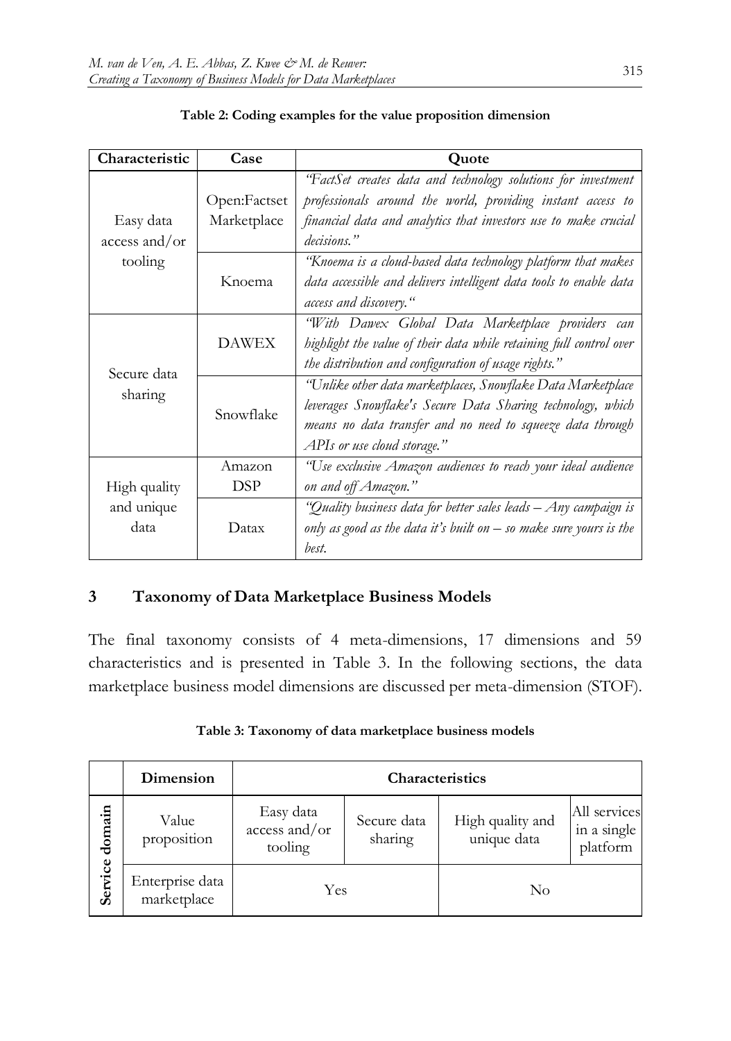**Table 2: Coding examples for the value proposition dimension**

| Characteristic | Case | Quote |
|---|---|---|
| Easy data access and/or tooling | Open:Factset Marketplace | *"FactSet creates data and technology solutions for investment professionals around the world, providing instant access to financial data and analytics that investors use to make crucial decisions."* |
| | Knoema | *"Knoema is a cloud-based data technology platform that makes data accessible and delivers intelligent data tools to enable data access and discovery."* |
| Secure data sharing | DAWEX | *"With Dawex Global Data Marketplace providers can highlight the value of their data while retaining full control over the distribution and configuration of usage rights."* |
| | Snowflake | *"Unlike other data marketplaces, Snowflake Data Marketplace leverages Snowflake's Secure Data Sharing technology, which means no data transfer and no need to squeeze data through APIs or use cloud storage."* |
| High quality and unique data | Amazon DSP | *"Use exclusive Amazon audiences to reach your ideal audience on and off Amazon."* |
| | Datax | *"Quality business data for better sales leads – Any campaign is only as good as the data it's built on – so make sure yours is the best.* |

## 3 Taxonomy of Data Marketplace Business Models

The final taxonomy consists of 4 meta-dimensions, 17 dimensions and 59 characteristics and is presented in Table 3. In the following sections, the data marketplace business model dimensions are discussed per meta-dimension (STOF).

**Table 3: Taxonomy of data marketplace business models**

| | Dimension | Characteristics | | | |
|---|---|---|---|---|---|
| Service domain | Value proposition | Easy data access and/or tooling | Secure data sharing | High quality and unique data | All services in a single platform |
| | Enterprise data marketplace | Yes | | No | |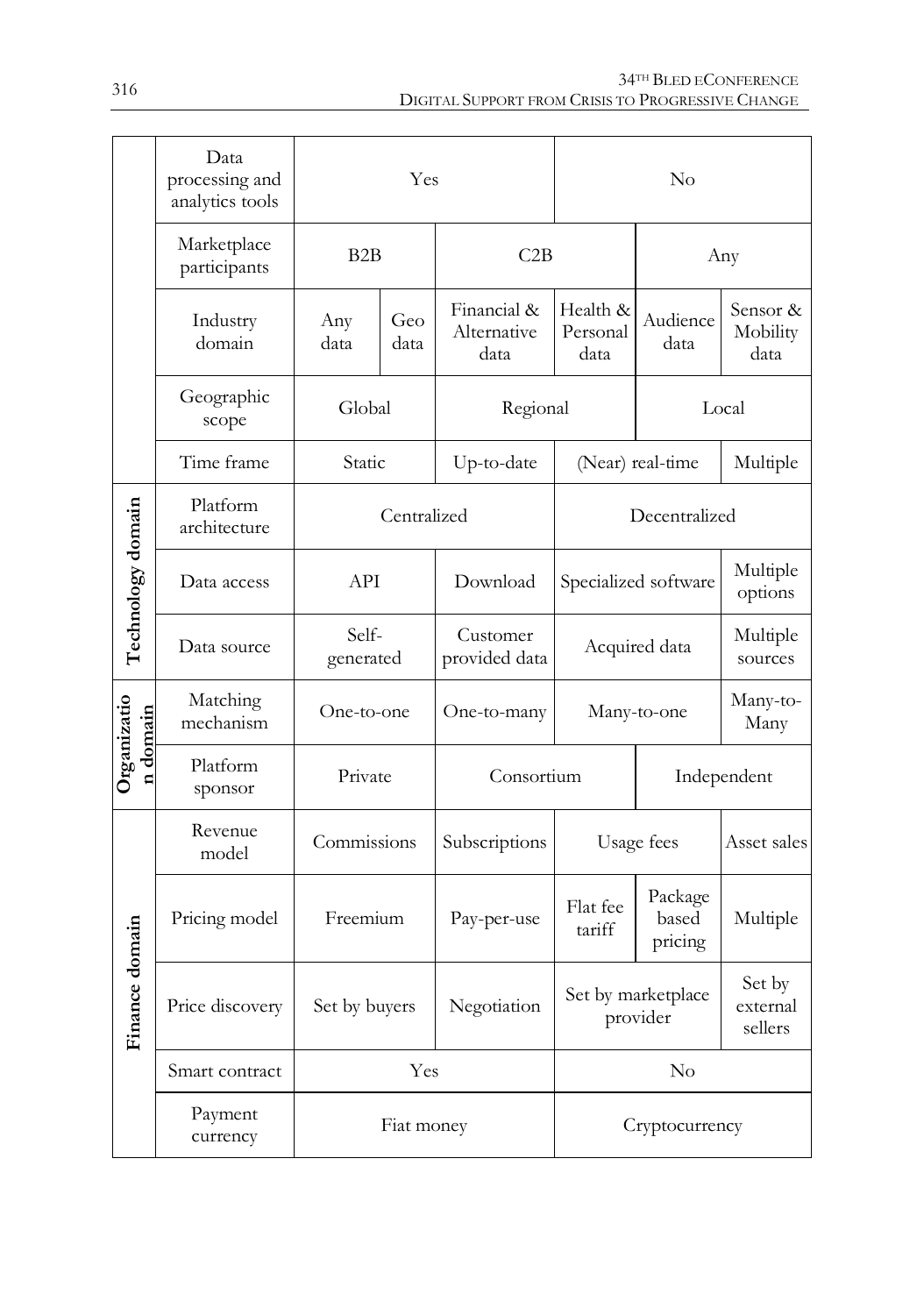| | | | | | | | |
|---|---|---|---|---|---|---|---|
| | Data processing and analytics tools | Yes | | | No | | |
| | Marketplace participants | B2B | | C2B | | Any | |
| | Industry domain | Any data | Geo data | Financial & Alternative data | Health & Personal data | Audience data | Sensor & Mobility data |
| | Geographic scope | Global | | Regional | | Local | |
| | Time frame | Static | | Up-to-date | (Near) real-time | | Multiple |
| **Technology domain** | Platform architecture | Centralized | | | Decentralized | | |
| | Data access | API | | Download | Specialized software | | Multiple options |
| | Data source | Self-generated | | Customer provided data | Acquired data | | Multiple sources |
| **Organization domain** | Matching mechanism | One-to-one | | One-to-many | Many-to-one | | Many-to-Many |
| | Platform sponsor | Private | | Consortium | | Independent | |
| **Finance domain** | Revenue model | Commissions | | Subscriptions | Usage fees | | Asset sales |
| | Pricing model | Freemium | | Pay-per-use | Flat fee tariff | Package based pricing | Multiple |
| | Price discovery | Set by buyers | | Negotiation | Set by marketplace provider | | Set by external sellers |
| | Smart contract | Yes | | | No | | |
| | Payment currency | Fiat money | | | Cryptocurrency | | |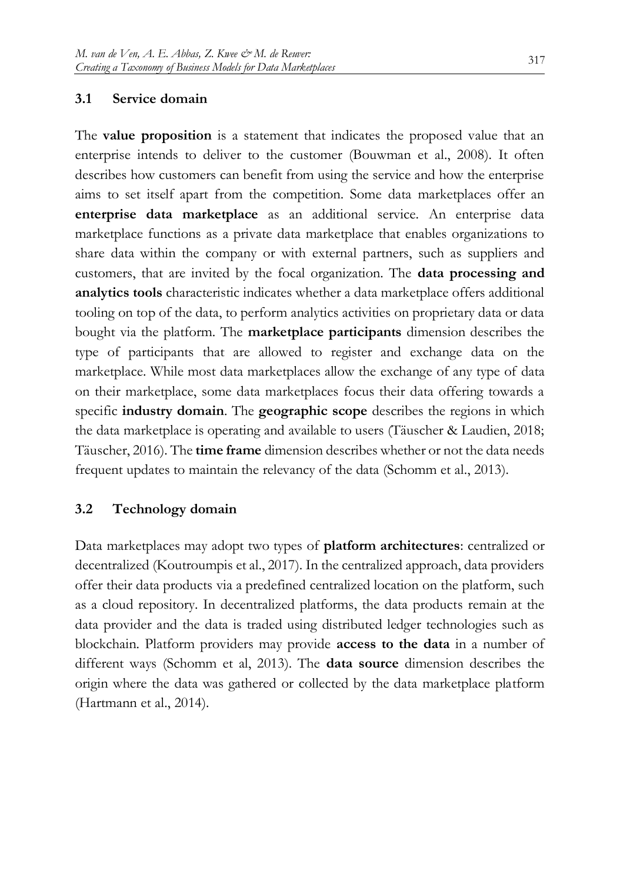### 3.1 Service domain

The **value proposition** is a statement that indicates the proposed value that an enterprise intends to deliver to the customer (Bouwman et al., 2008). It often describes how customers can benefit from using the service and how the enterprise aims to set itself apart from the competition. Some data marketplaces offer an **enterprise data marketplace** as an additional service. An enterprise data marketplace functions as a private data marketplace that enables organizations to share data within the company or with external partners, such as suppliers and customers, that are invited by the focal organization. The **data processing and analytics tools** characteristic indicates whether a data marketplace offers additional tooling on top of the data, to perform analytics activities on proprietary data or data bought via the platform. The **marketplace participants** dimension describes the type of participants that are allowed to register and exchange data on the marketplace. While most data marketplaces allow the exchange of any type of data on their marketplace, some data marketplaces focus their data offering towards a specific **industry domain**. The **geographic scope** describes the regions in which the data marketplace is operating and available to users (Täuscher & Laudien, 2018; Täuscher, 2016). The **time frame** dimension describes whether or not the data needs frequent updates to maintain the relevancy of the data (Schomm et al., 2013).

### 3.2 Technology domain

Data marketplaces may adopt two types of **platform architectures**: centralized or decentralized (Koutroumpis et al., 2017). In the centralized approach, data providers offer their data products via a predefined centralized location on the platform, such as a cloud repository. In decentralized platforms, the data products remain at the data provider and the data is traded using distributed ledger technologies such as blockchain. Platform providers may provide **access to the data** in a number of different ways (Schomm et al, 2013). The **data source** dimension describes the origin where the data was gathered or collected by the data marketplace platform (Hartmann et al., 2014).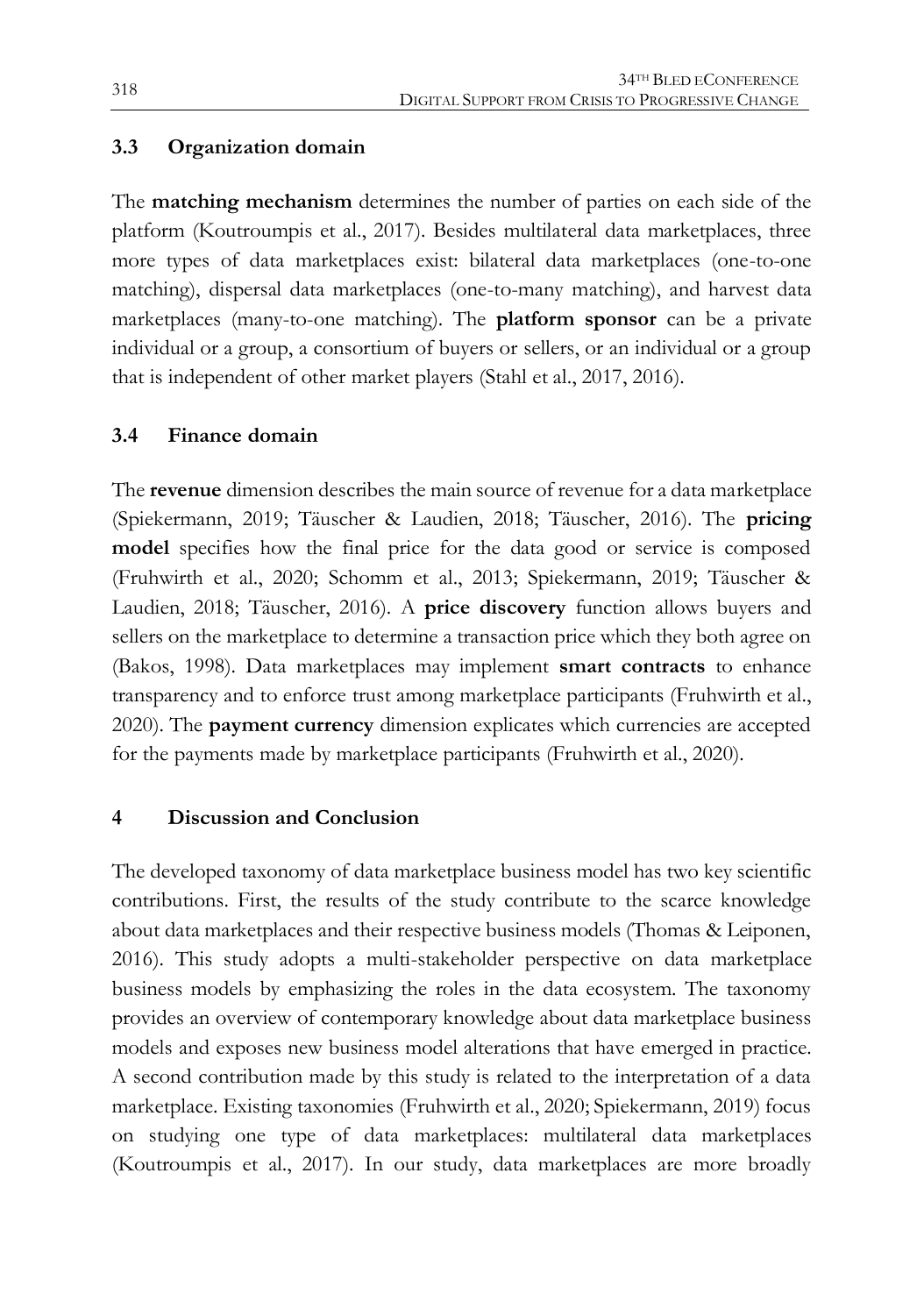### 3.3 Organization domain

The **matching mechanism** determines the number of parties on each side of the platform (Koutroumpis et al., 2017). Besides multilateral data marketplaces, three more types of data marketplaces exist: bilateral data marketplaces (one-to-one matching), dispersal data marketplaces (one-to-many matching), and harvest data marketplaces (many-to-one matching). The **platform sponsor** can be a private individual or a group, a consortium of buyers or sellers, or an individual or a group that is independent of other market players (Stahl et al., 2017, 2016).

### 3.4 Finance domain

The **revenue** dimension describes the main source of revenue for a data marketplace (Spiekermann, 2019; Täuscher & Laudien, 2018; Täuscher, 2016). The **pricing model** specifies how the final price for the data good or service is composed (Fruhwirth et al., 2020; Schomm et al., 2013; Spiekermann, 2019; Täuscher & Laudien, 2018; Täuscher, 2016). A **price discovery** function allows buyers and sellers on the marketplace to determine a transaction price which they both agree on (Bakos, 1998). Data marketplaces may implement **smart contracts** to enhance transparency and to enforce trust among marketplace participants (Fruhwirth et al., 2020). The **payment currency** dimension explicates which currencies are accepted for the payments made by marketplace participants (Fruhwirth et al., 2020).

## 4 Discussion and Conclusion

The developed taxonomy of data marketplace business model has two key scientific contributions. First, the results of the study contribute to the scarce knowledge about data marketplaces and their respective business models (Thomas & Leiponen, 2016). This study adopts a multi-stakeholder perspective on data marketplace business models by emphasizing the roles in the data ecosystem. The taxonomy provides an overview of contemporary knowledge about data marketplace business models and exposes new business model alterations that have emerged in practice. A second contribution made by this study is related to the interpretation of a data marketplace. Existing taxonomies (Fruhwirth et al., 2020; Spiekermann, 2019) focus on studying one type of data marketplaces: multilateral data marketplaces (Koutroumpis et al., 2017). In our study, data marketplaces are more broadly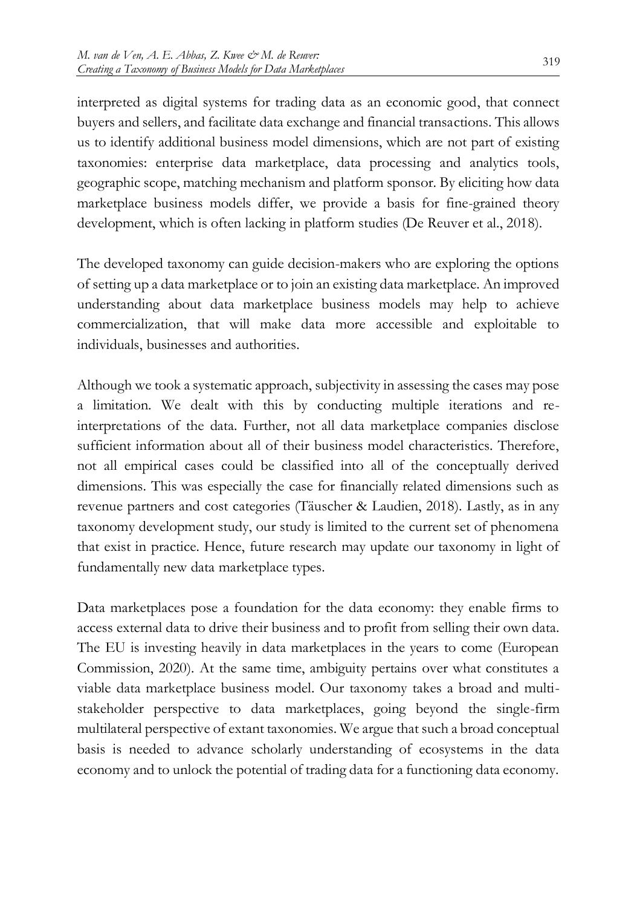interpreted as digital systems for trading data as an economic good, that connect buyers and sellers, and facilitate data exchange and financial transactions. This allows us to identify additional business model dimensions, which are not part of existing taxonomies: enterprise data marketplace, data processing and analytics tools, geographic scope, matching mechanism and platform sponsor. By eliciting how data marketplace business models differ, we provide a basis for fine-grained theory development, which is often lacking in platform studies (De Reuver et al., 2018).

The developed taxonomy can guide decision-makers who are exploring the options of setting up a data marketplace or to join an existing data marketplace. An improved understanding about data marketplace business models may help to achieve commercialization, that will make data more accessible and exploitable to individuals, businesses and authorities.

Although we took a systematic approach, subjectivity in assessing the cases may pose a limitation. We dealt with this by conducting multiple iterations and re-interpretations of the data. Further, not all data marketplace companies disclose sufficient information about all of their business model characteristics. Therefore, not all empirical cases could be classified into all of the conceptually derived dimensions. This was especially the case for financially related dimensions such as revenue partners and cost categories (Täuscher & Laudien, 2018). Lastly, as in any taxonomy development study, our study is limited to the current set of phenomena that exist in practice. Hence, future research may update our taxonomy in light of fundamentally new data marketplace types.

Data marketplaces pose a foundation for the data economy: they enable firms to access external data to drive their business and to profit from selling their own data. The EU is investing heavily in data marketplaces in the years to come (European Commission, 2020). At the same time, ambiguity pertains over what constitutes a viable data marketplace business model. Our taxonomy takes a broad and multi-stakeholder perspective to data marketplaces, going beyond the single-firm multilateral perspective of extant taxonomies. We argue that such a broad conceptual basis is needed to advance scholarly understanding of ecosystems in the data economy and to unlock the potential of trading data for a functioning data economy.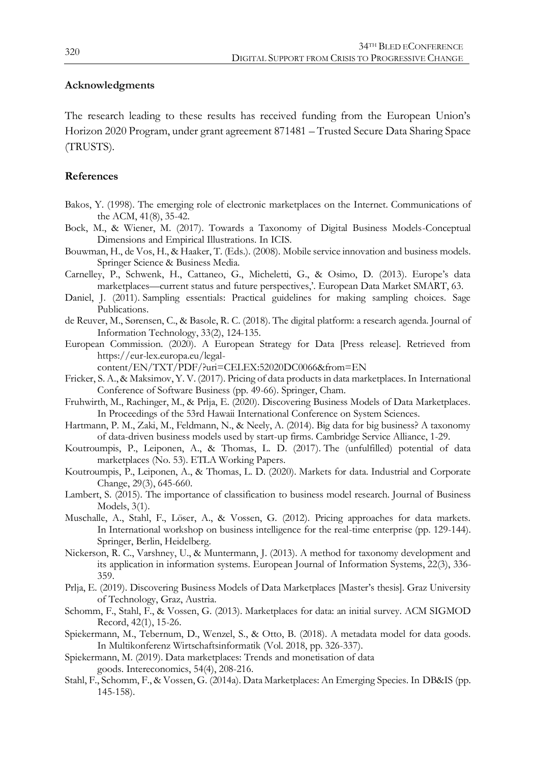## Acknowledgments

The research leading to these results has received funding from the European Union's Horizon 2020 Program, under grant agreement 871481 – Trusted Secure Data Sharing Space (TRUSTS).

## References

Bakos, Y. (1998). The emerging role of electronic marketplaces on the Internet. Communications of the ACM, 41(8), 35-42.

Bock, M., & Wiener, M. (2017). Towards a Taxonomy of Digital Business Models-Conceptual Dimensions and Empirical Illustrations. In ICIS.

Bouwman, H., de Vos, H., & Haaker, T. (Eds.). (2008). Mobile service innovation and business models. Springer Science & Business Media.

Carnelley, P., Schwenk, H., Cattaneo, G., Micheletti, G., & Osimo, D. (2013). Europe's data marketplaces—current status and future perspectives,'. European Data Market SMART, 63.

Daniel, J. (2011). Sampling essentials: Practical guidelines for making sampling choices. Sage Publications.

de Reuver, M., Sørensen, C., & Basole, R. C. (2018). The digital platform: a research agenda. Journal of Information Technology, 33(2), 124-135.

European Commission. (2020). A European Strategy for Data [Press release]. Retrieved from https://eur-lex.europa.eu/legal-content/EN/TXT/PDF/?uri=CELEX:52020DC0066&from=EN

Fricker, S. A., & Maksimov, Y. V. (2017). Pricing of data products in data marketplaces. In International Conference of Software Business (pp. 49-66). Springer, Cham.

Fruhwirth, M., Rachinger, M., & Prlja, E. (2020). Discovering Business Models of Data Marketplaces. In Proceedings of the 53rd Hawaii International Conference on System Sciences.

Hartmann, P. M., Zaki, M., Feldmann, N., & Neely, A. (2014). Big data for big business? A taxonomy of data-driven business models used by start-up firms. Cambridge Service Alliance, 1-29.

Koutroumpis, P., Leiponen, A., & Thomas, L. D. (2017). The (unfulfilled) potential of data marketplaces (No. 53). ETLA Working Papers.

Koutroumpis, P., Leiponen, A., & Thomas, L. D. (2020). Markets for data. Industrial and Corporate Change, 29(3), 645-660.

Lambert, S. (2015). The importance of classification to business model research. Journal of Business Models, 3(1).

Muschalle, A., Stahl, F., Löser, A., & Vossen, G. (2012). Pricing approaches for data markets. In International workshop on business intelligence for the real-time enterprise (pp. 129-144). Springer, Berlin, Heidelberg.

Nickerson, R. C., Varshney, U., & Muntermann, J. (2013). A method for taxonomy development and its application in information systems. European Journal of Information Systems, 22(3), 336-359.

Prlja, E. (2019). Discovering Business Models of Data Marketplaces [Master's thesis]. Graz University of Technology, Graz, Austria.

Schomm, F., Stahl, F., & Vossen, G. (2013). Marketplaces for data: an initial survey. ACM SIGMOD Record, 42(1), 15-26.

Spiekermann, M., Tebernum, D., Wenzel, S., & Otto, B. (2018). A metadata model for data goods. In Multikonferenz Wirtschaftsinformatik (Vol. 2018, pp. 326-337).

Spiekermann, M. (2019). Data marketplaces: Trends and monetisation of data goods. Intereconomics, 54(4), 208-216.

Stahl, F., Schomm, F., & Vossen, G. (2014a). Data Marketplaces: An Emerging Species. In DB&IS (pp. 145-158).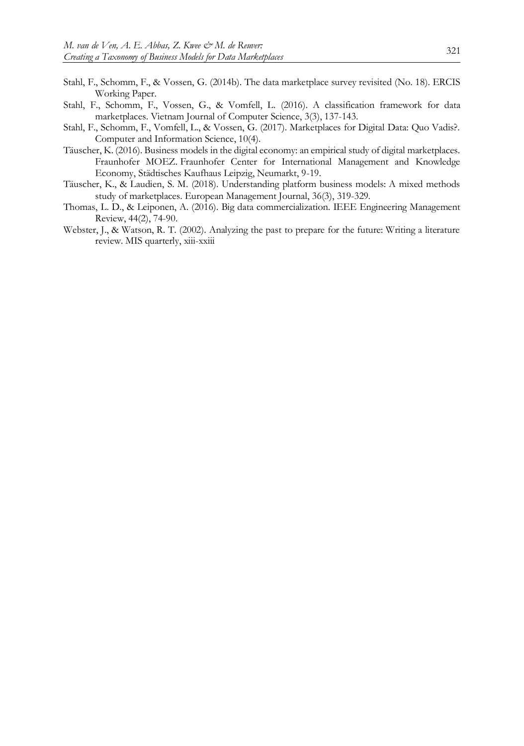Stahl, F., Schomm, F., & Vossen, G. (2014b). The data marketplace survey revisited (No. 18). ERCIS Working Paper.

Stahl, F., Schomm, F., Vossen, G., & Vomfell, L. (2016). A classification framework for data marketplaces. Vietnam Journal of Computer Science, 3(3), 137-143.

Stahl, F., Schomm, F., Vomfell, L., & Vossen, G. (2017). Marketplaces for Digital Data: Quo Vadis?. Computer and Information Science, 10(4).

Täuscher, K. (2016). Business models in the digital economy: an empirical study of digital marketplaces. Fraunhofer MOEZ. Fraunhofer Center for International Management and Knowledge Economy, Städtisches Kaufhaus Leipzig, Neumarkt, 9-19.

Täuscher, K., & Laudien, S. M. (2018). Understanding platform business models: A mixed methods study of marketplaces. European Management Journal, 36(3), 319-329.

Thomas, L. D., & Leiponen, A. (2016). Big data commercialization. IEEE Engineering Management Review, 44(2), 74-90.

Webster, J., & Watson, R. T. (2002). Analyzing the past to prepare for the future: Writing a literature review. MIS quarterly, xiii-xxiii